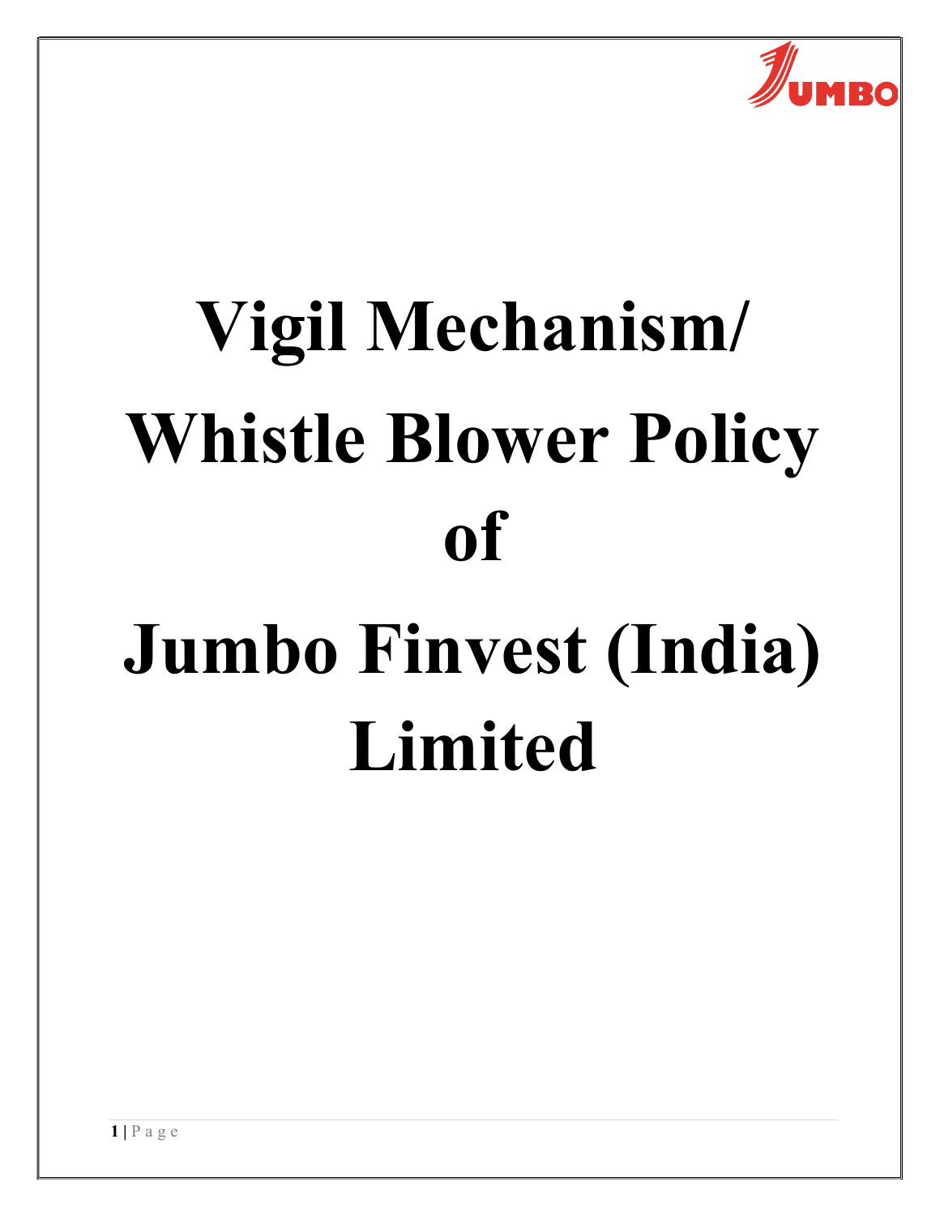# Vigil Mechanism/ Whistle Blower Policy of Jumbo Finvest (India) Limited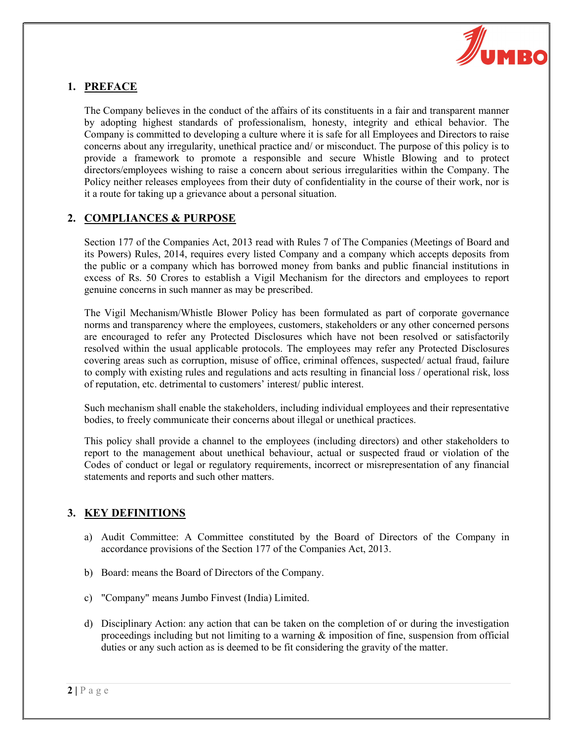## 1. PREFACE

The Company believes in the conduct of the affairs of its constituents in a fair and transparent manner by adopting highest standards of professionalism, honesty, integrity and ethical behavior. The Company is committed to developing a culture where it is safe for all Employees and Directors to raise concerns about any irregularity, unethical practice and/ or misconduct. The purpose of this policy is to provide a framework to promote a responsible and secure Whistle Blowing and to protect directors/employees wishing to raise a concern about serious irregularities within the Company. The Policy neither releases employees from their duty of confidentiality in the course of their work, nor is it a route for taking up a grievance about a personal situation.

## 2. COMPLIANCES & PURPOSE

Section 177 of the Companies Act, 2013 read with Rules 7 of The Companies (Meetings of Board and its Powers) Rules, 2014, requires every listed Company and a company which accepts deposits from the public or a company which has borrowed money from banks and public financial institutions in excess of Rs. 50 Crores to establish a Vigil Mechanism for the directors and employees to report genuine concerns in such manner as may be prescribed.

The Vigil Mechanism/Whistle Blower Policy has been formulated as part of corporate governance norms and transparency where the employees, customers, stakeholders or any other concerned persons are encouraged to refer any Protected Disclosures which have not been resolved or satisfactorily resolved within the usual applicable protocols. The employees may refer any Protected Disclosures covering areas such as corruption, misuse of office, criminal offences, suspected/ actual fraud, failure to comply with existing rules and regulations and acts resulting in financial loss / operational risk, loss of reputation, etc. detrimental to customers' interest/ public interest.

Such mechanism shall enable the stakeholders, including individual employees and their representative bodies, to freely communicate their concerns about illegal or unethical practices.

This policy shall provide a channel to the employees (including directors) and other stakeholders to report to the management about unethical behaviour, actual or suspected fraud or violation of the Codes of conduct or legal or regulatory requirements, incorrect or misrepresentation of any financial statements and reports and such other matters.

## 3. KEY DEFINITIONS

a) Audit Committee: A Committee constituted by the Board of Directors of the Company in accordance provisions of the Section 177 of the Companies Act, 2013.

b) Board: means the Board of Directors of the Company.

c) "Company" means Jumbo Finvest (India) Limited.

d) Disciplinary Action: any action that can be taken on the completion of or during the investigation proceedings including but not limiting to a warning & imposition of fine, suspension from official duties or any such action as is deemed to be fit considering the gravity of the matter.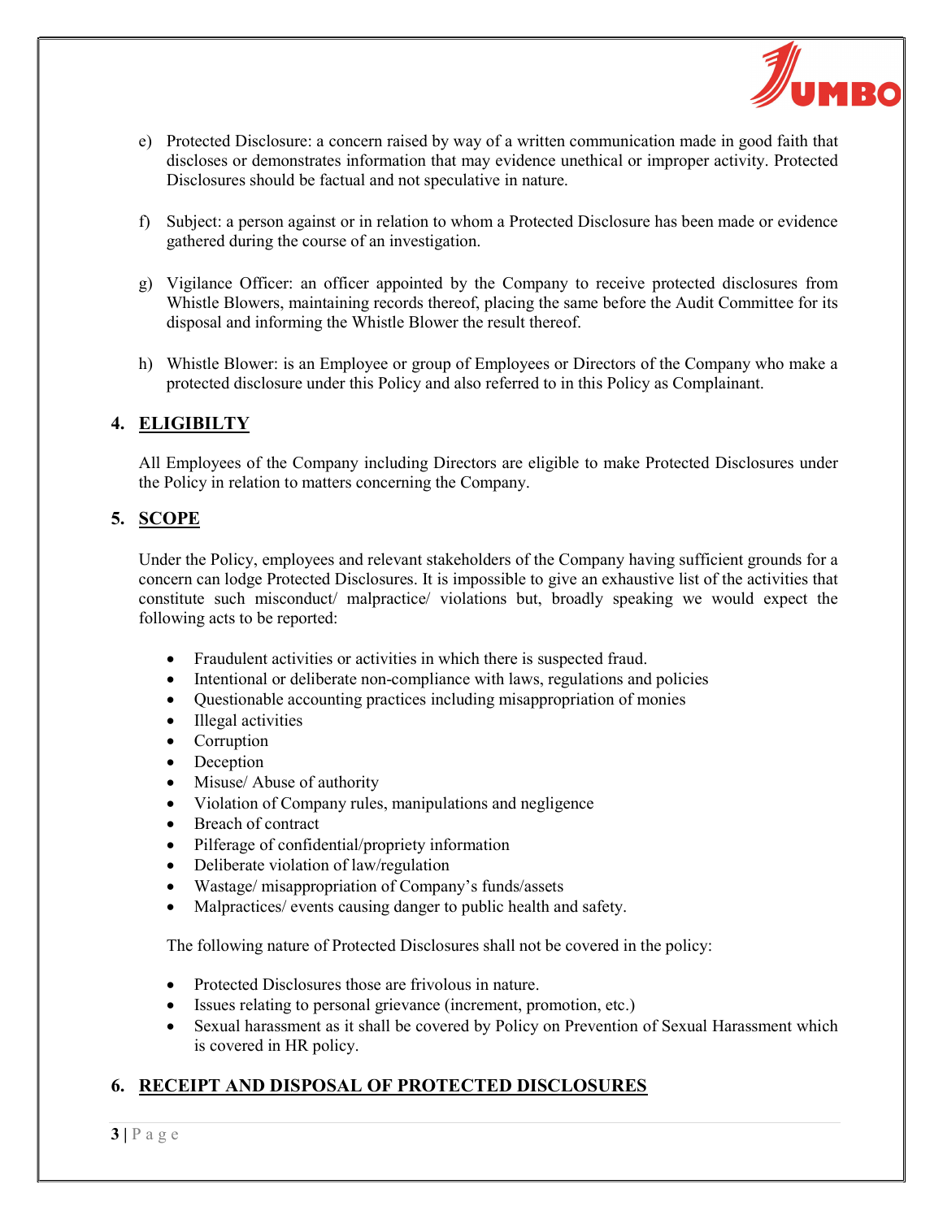e) Protected Disclosure: a concern raised by way of a written communication made in good faith that discloses or demonstrates information that may evidence unethical or improper activity. Protected Disclosures should be factual and not speculative in nature.

f) Subject: a person against or in relation to whom a Protected Disclosure has been made or evidence gathered during the course of an investigation.

g) Vigilance Officer: an officer appointed by the Company to receive protected disclosures from Whistle Blowers, maintaining records thereof, placing the same before the Audit Committee for its disposal and informing the Whistle Blower the result thereof.

h) Whistle Blower: is an Employee or group of Employees or Directors of the Company who make a protected disclosure under this Policy and also referred to in this Policy as Complainant.

## 4. ELIGIBILTY

All Employees of the Company including Directors are eligible to make Protected Disclosures under the Policy in relation to matters concerning the Company.

## 5. SCOPE

Under the Policy, employees and relevant stakeholders of the Company having sufficient grounds for a concern can lodge Protected Disclosures. It is impossible to give an exhaustive list of the activities that constitute such misconduct/ malpractice/ violations but, broadly speaking we would expect the following acts to be reported:

- Fraudulent activities or activities in which there is suspected fraud.
- Intentional or deliberate non-compliance with laws, regulations and policies
- Questionable accounting practices including misappropriation of monies
- Illegal activities
- Corruption
- Deception
- Misuse/ Abuse of authority
- Violation of Company rules, manipulations and negligence
- Breach of contract
- Pilferage of confidential/propriety information
- Deliberate violation of law/regulation
- Wastage/ misappropriation of Company's funds/assets
- Malpractices/ events causing danger to public health and safety.

The following nature of Protected Disclosures shall not be covered in the policy:

- Protected Disclosures those are frivolous in nature.
- Issues relating to personal grievance (increment, promotion, etc.)
- Sexual harassment as it shall be covered by Policy on Prevention of Sexual Harassment which is covered in HR policy.

## 6. RECEIPT AND DISPOSAL OF PROTECTED DISCLOSURES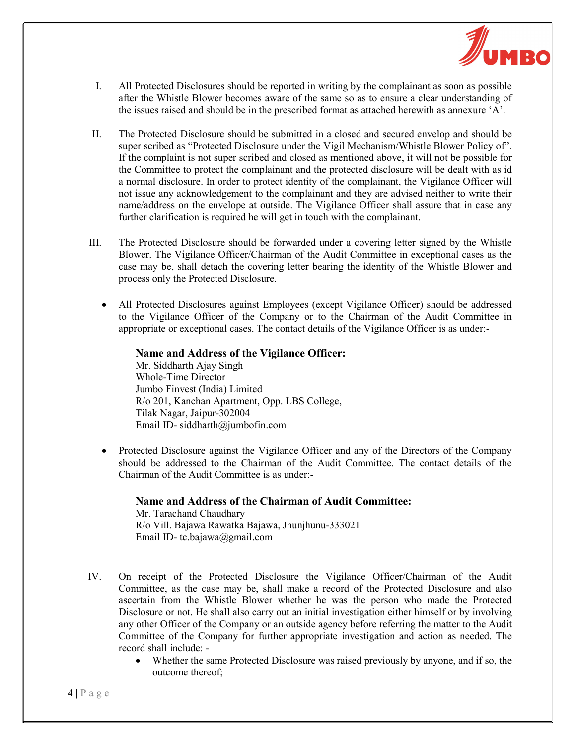I. All Protected Disclosures should be reported in writing by the complainant as soon as possible after the Whistle Blower becomes aware of the same so as to ensure a clear understanding of the issues raised and should be in the prescribed format as attached herewith as annexure 'A'.

II. The Protected Disclosure should be submitted in a closed and secured envelop and should be super scribed as "Protected Disclosure under the Vigil Mechanism/Whistle Blower Policy of". If the complaint is not super scribed and closed as mentioned above, it will not be possible for the Committee to protect the complainant and the protected disclosure will be dealt with as id a normal disclosure. In order to protect identity of the complainant, the Vigilance Officer will not issue any acknowledgement to the complainant and they are advised neither to write their name/address on the envelope at outside. The Vigilance Officer shall assure that in case any further clarification is required he will get in touch with the complainant.

III. The Protected Disclosure should be forwarded under a covering letter signed by the Whistle Blower. The Vigilance Officer/Chairman of the Audit Committee in exceptional cases as the case may be, shall detach the covering letter bearing the identity of the Whistle Blower and process only the Protected Disclosure.

- All Protected Disclosures against Employees (except Vigilance Officer) should be addressed to the Vigilance Officer of the Company or to the Chairman of the Audit Committee in appropriate or exceptional cases. The contact details of the Vigilance Officer is as under:-

  **Name and Address of the Vigilance Officer:**
  Mr. Siddharth Ajay Singh
  Whole-Time Director
  Jumbo Finvest (India) Limited
  R/o 201, Kanchan Apartment, Opp. LBS College,
  Tilak Nagar, Jaipur-302004
  Email ID- siddharth@jumbofin.com

- Protected Disclosure against the Vigilance Officer and any of the Directors of the Company should be addressed to the Chairman of the Audit Committee. The contact details of the Chairman of the Audit Committee is as under:-

  **Name and Address of the Chairman of Audit Committee:**
  Mr. Tarachand Chaudhary
  R/o Vill. Bajawa Rawatka Bajawa, Jhunjhunu-333021
  Email ID- tc.bajawa@gmail.com

IV. On receipt of the Protected Disclosure the Vigilance Officer/Chairman of the Audit Committee, as the case may be, shall make a record of the Protected Disclosure and also ascertain from the Whistle Blower whether he was the person who made the Protected Disclosure or not. He shall also carry out an initial investigation either himself or by involving any other Officer of the Company or an outside agency before referring the matter to the Audit Committee of the Company for further appropriate investigation and action as needed. The record shall include: -

- Whether the same Protected Disclosure was raised previously by anyone, and if so, the outcome thereof;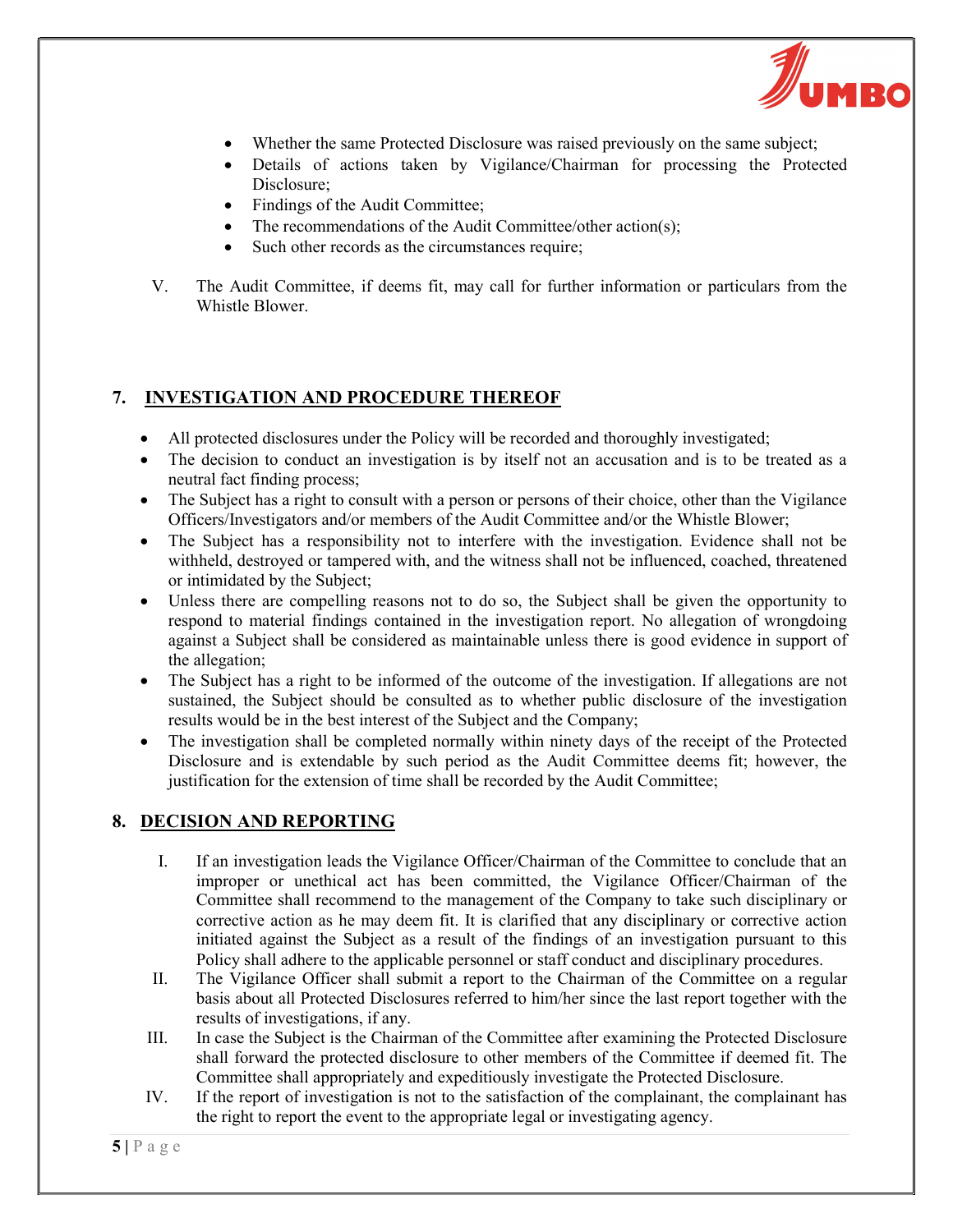- Whether the same Protected Disclosure was raised previously on the same subject;
- Details of actions taken by Vigilance/Chairman for processing the Protected Disclosure;
- Findings of the Audit Committee;
- The recommendations of the Audit Committee/other action(s);
- Such other records as the circumstances require;

V. The Audit Committee, if deems fit, may call for further information or particulars from the Whistle Blower.

## 7. INVESTIGATION AND PROCEDURE THEREOF

- All protected disclosures under the Policy will be recorded and thoroughly investigated;
- The decision to conduct an investigation is by itself not an accusation and is to be treated as a neutral fact finding process;
- The Subject has a right to consult with a person or persons of their choice, other than the Vigilance Officers/Investigators and/or members of the Audit Committee and/or the Whistle Blower;
- The Subject has a responsibility not to interfere with the investigation. Evidence shall not be withheld, destroyed or tampered with, and the witness shall not be influenced, coached, threatened or intimidated by the Subject;
- Unless there are compelling reasons not to do so, the Subject shall be given the opportunity to respond to material findings contained in the investigation report. No allegation of wrongdoing against a Subject shall be considered as maintainable unless there is good evidence in support of the allegation;
- The Subject has a right to be informed of the outcome of the investigation. If allegations are not sustained, the Subject should be consulted as to whether public disclosure of the investigation results would be in the best interest of the Subject and the Company;
- The investigation shall be completed normally within ninety days of the receipt of the Protected Disclosure and is extendable by such period as the Audit Committee deems fit; however, the justification for the extension of time shall be recorded by the Audit Committee;

## 8. DECISION AND REPORTING

I. If an investigation leads the Vigilance Officer/Chairman of the Committee to conclude that an improper or unethical act has been committed, the Vigilance Officer/Chairman of the Committee shall recommend to the management of the Company to take such disciplinary or corrective action as he may deem fit. It is clarified that any disciplinary or corrective action initiated against the Subject as a result of the findings of an investigation pursuant to this Policy shall adhere to the applicable personnel or staff conduct and disciplinary procedures.

II. The Vigilance Officer shall submit a report to the Chairman of the Committee on a regular basis about all Protected Disclosures referred to him/her since the last report together with the results of investigations, if any.

III. In case the Subject is the Chairman of the Committee after examining the Protected Disclosure shall forward the protected disclosure to other members of the Committee if deemed fit. The Committee shall appropriately and expeditiously investigate the Protected Disclosure.

IV. If the report of investigation is not to the satisfaction of the complainant, the complainant has the right to report the event to the appropriate legal or investigating agency.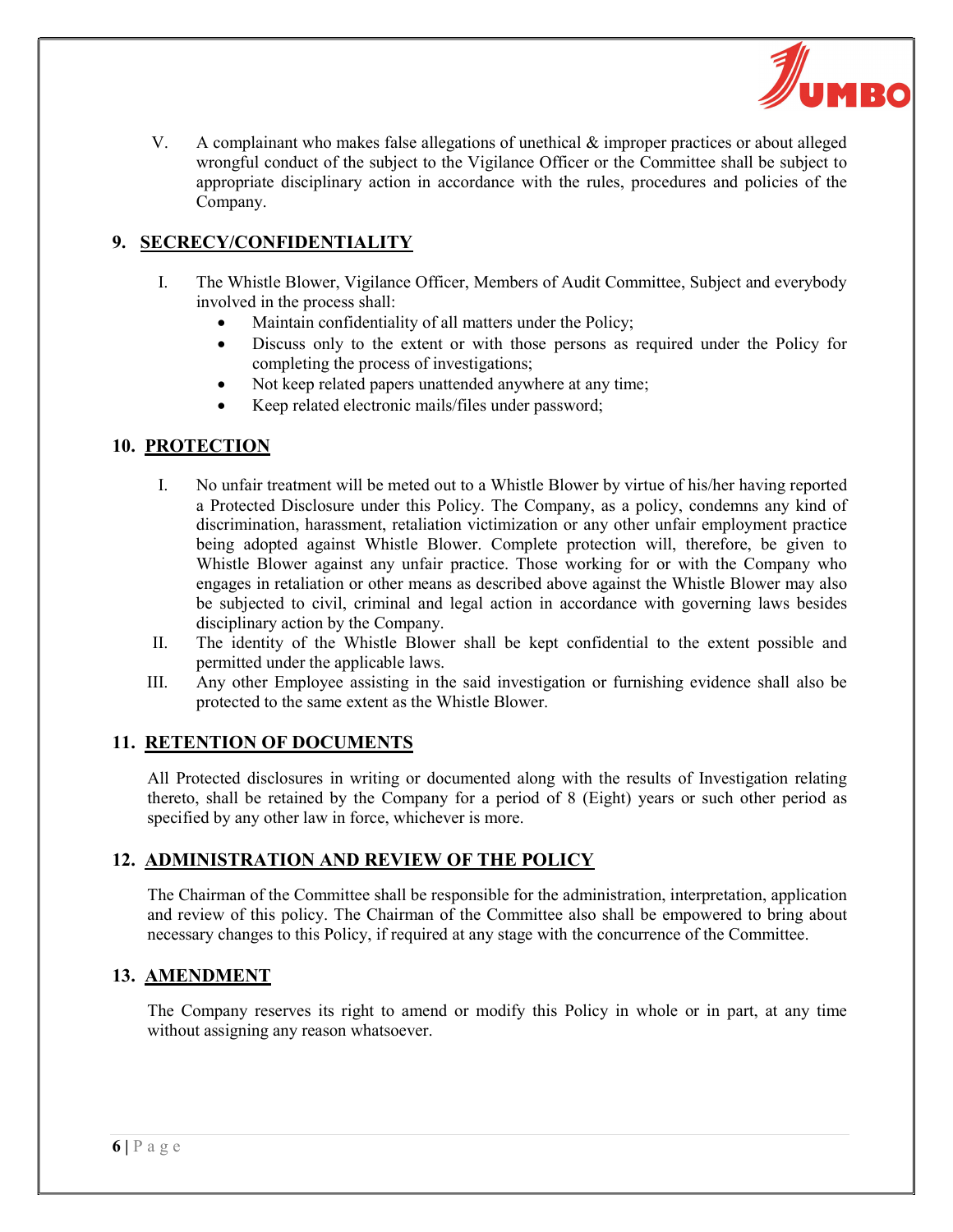V. A complainant who makes false allegations of unethical & improper practices or about alleged wrongful conduct of the subject to the Vigilance Officer or the Committee shall be subject to appropriate disciplinary action in accordance with the rules, procedures and policies of the Company.

## 9. SECRECY/CONFIDENTIALITY

I. The Whistle Blower, Vigilance Officer, Members of Audit Committee, Subject and everybody involved in the process shall:
   - Maintain confidentiality of all matters under the Policy;
   - Discuss only to the extent or with those persons as required under the Policy for completing the process of investigations;
   - Not keep related papers unattended anywhere at any time;
   - Keep related electronic mails/files under password;

## 10. PROTECTION

I. No unfair treatment will be meted out to a Whistle Blower by virtue of his/her having reported a Protected Disclosure under this Policy. The Company, as a policy, condemns any kind of discrimination, harassment, retaliation victimization or any other unfair employment practice being adopted against Whistle Blower. Complete protection will, therefore, be given to Whistle Blower against any unfair practice. Those working for or with the Company who engages in retaliation or other means as described above against the Whistle Blower may also be subjected to civil, criminal and legal action in accordance with governing laws besides disciplinary action by the Company.

II. The identity of the Whistle Blower shall be kept confidential to the extent possible and permitted under the applicable laws.

III. Any other Employee assisting in the said investigation or furnishing evidence shall also be protected to the same extent as the Whistle Blower.

## 11. RETENTION OF DOCUMENTS

All Protected disclosures in writing or documented along with the results of Investigation relating thereto, shall be retained by the Company for a period of 8 (Eight) years or such other period as specified by any other law in force, whichever is more.

## 12. ADMINISTRATION AND REVIEW OF THE POLICY

The Chairman of the Committee shall be responsible for the administration, interpretation, application and review of this policy. The Chairman of the Committee also shall be empowered to bring about necessary changes to this Policy, if required at any stage with the concurrence of the Committee.

## 13. AMENDMENT

The Company reserves its right to amend or modify this Policy in whole or in part, at any time without assigning any reason whatsoever.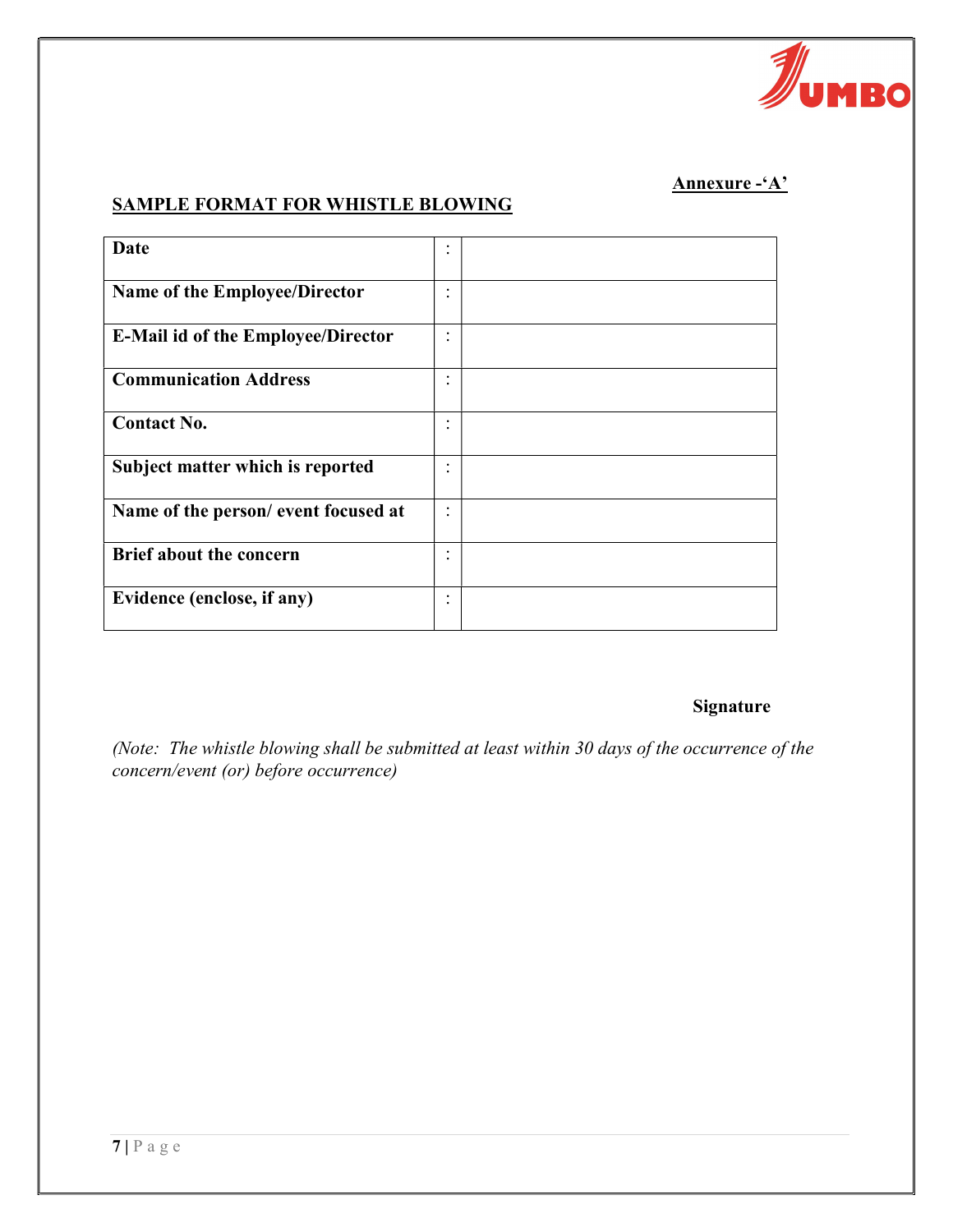**Annexure -'A'**

## SAMPLE FORMAT FOR WHISTLE BLOWING

| | | |
|---|---|---|
| **Date** | : | |
| **Name of the Employee/Director** | : | |
| **E-Mail id of the Employee/Director** | : | |
| **Communication Address** | : | |
| **Contact No.** | : | |
| **Subject matter which is reported** | : | |
| **Name of the person/ event focused at** | : | |
| **Brief about the concern** | : | |
| **Evidence (enclose, if any)** | : | |

**Signature**

*(Note: The whistle blowing shall be submitted at least within 30 days of the occurrence of the concern/event (or) before occurrence)*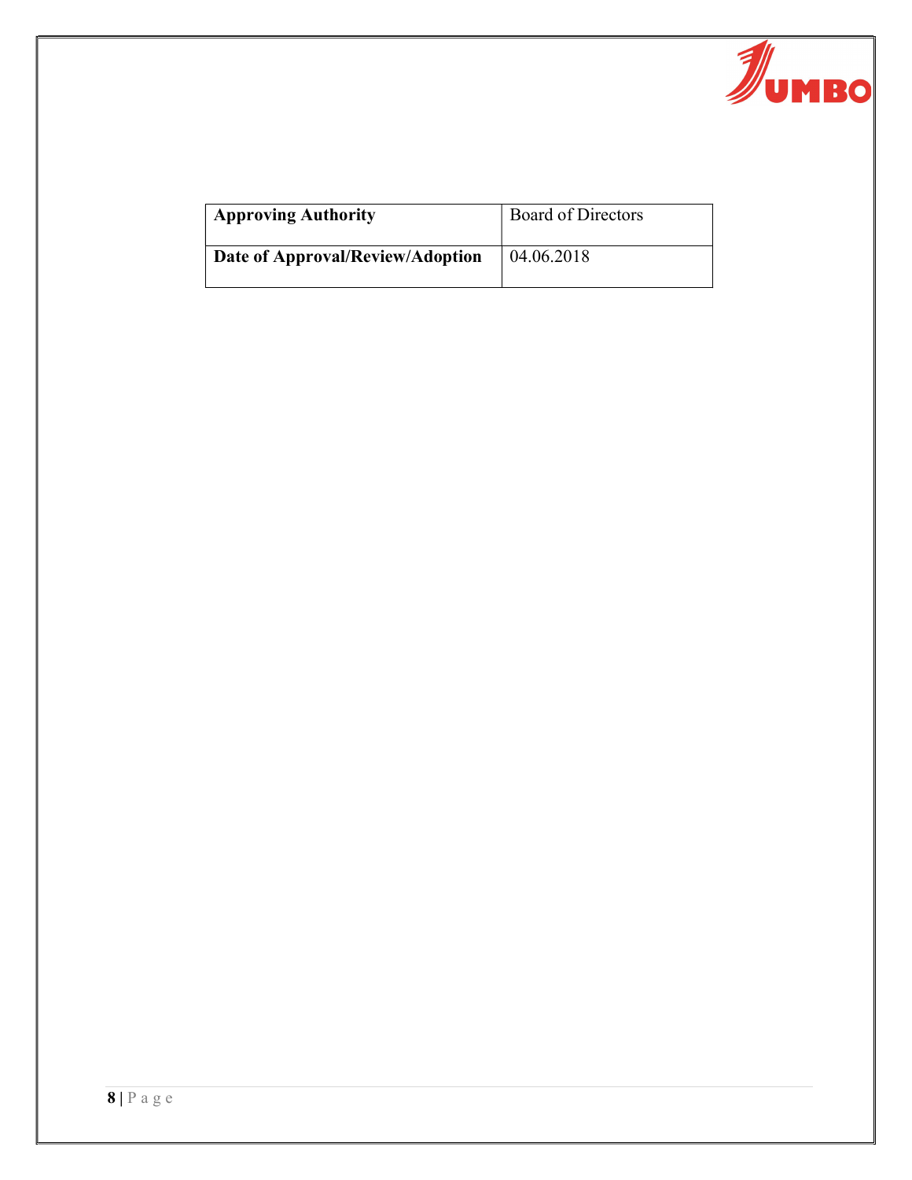| | |
|---|---|
| **Approving Authority** | Board of Directors |
| **Date of Approval/Review/Adoption** | 04.06.2018 |